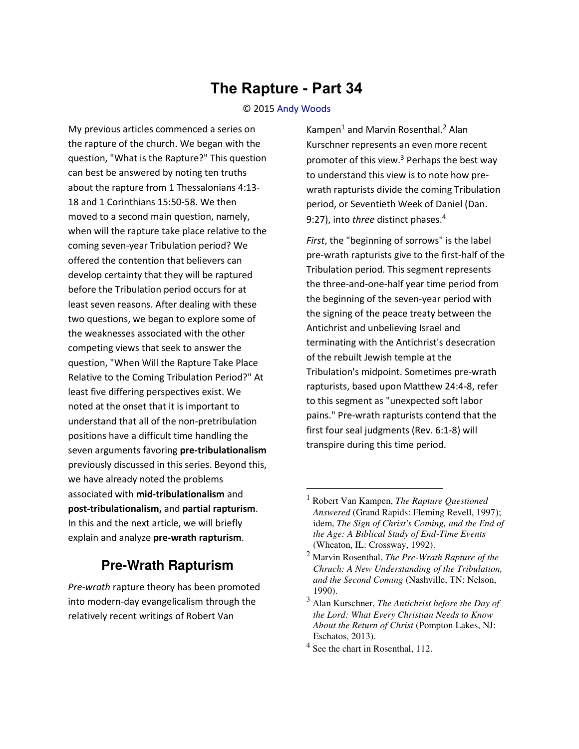# The Rapture - Part 34

© 2015 Andy Woods

My previous articles commenced a series on the rapture of the church. We began with the question, "What is the Rapture?" This question can best be answered by noting ten truths about the rapture from 1 Thessalonians 4:13-18 and 1 Corinthians 15:50-58. We then moved to a second main question, namely, when will the rapture take place relative to the coming seven-year Tribulation period? We offered the contention that believers can develop certainty that they will be raptured before the Tribulation period occurs for at least seven reasons. After dealing with these two questions, we began to explore some of the weaknesses associated with the other competing views that seek to answer the question, "When Will the Rapture Take Place Relative to the Coming Tribulation Period?" At least five differing perspectives exist. We noted at the onset that it is important to understand that all of the non-pretribulation positions have a difficult time handling the seven arguments favoring **pre-tribulationalism** previously discussed in this series. Beyond this, we have already noted the problems associated with **mid-tribulationalism** and **post-tribulationalism,** and **partial rapturism**. In this and the next article, we will briefly explain and analyze **pre-wrath rapturism**.

## Pre-Wrath Rapturism

*Pre-wrath* rapture theory has been promoted into modern-day evangelicalism through the relatively recent writings of Robert Van Kampen[1] and Marvin Rosenthal.[2] Alan Kurschner represents an even more recent promoter of this view.[3] Perhaps the best way to understand this view is to note how pre-wrath rapturists divide the coming Tribulation period, or Seventieth Week of Daniel (Dan. 9:27), into *three* distinct phases.[4]

*First*, the "beginning of sorrows" is the label pre-wrath rapturists give to the first-half of the Tribulation period. This segment represents the three-and-one-half year time period from the beginning of the seven-year period with the signing of the peace treaty between the Antichrist and unbelieving Israel and terminating with the Antichrist's desecration of the rebuilt Jewish temple at the Tribulation's midpoint. Sometimes pre-wrath rapturists, based upon Matthew 24:4-8, refer to this segment as "unexpected soft labor pains." Pre-wrath rapturists contend that the first four seal judgments (Rev. 6:1-8) will transpire during this time period.

---

[1] Robert Van Kampen, *The Rapture Questioned Answered* (Grand Rapids: Fleming Revell, 1997); idem, *The Sign of Christ's Coming, and the End of the Age: A Biblical Study of End-Time Events* (Wheaton, IL: Crossway, 1992).

[2] Marvin Rosenthal, *The Pre-Wrath Rapture of the Chruch: A New Understanding of the Tribulation, and the Second Coming* (Nashville, TN: Nelson, 1990).

[3] Alan Kurschner, *The Antichrist before the Day of the Lord: What Every Christian Needs to Know About the Return of Christ* (Pompton Lakes, NJ: Eschatos, 2013).

[4] See the chart in Rosenthal, 112.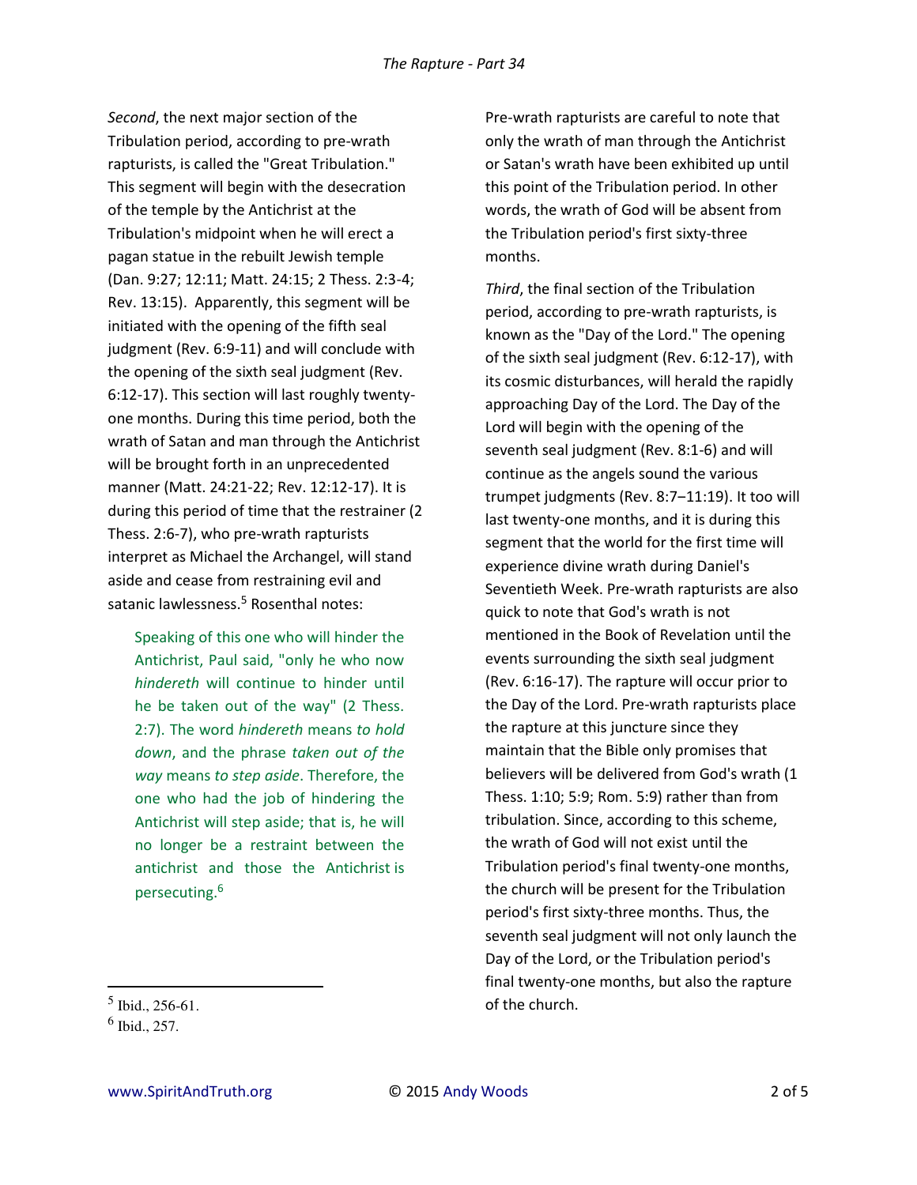*Second*, the next major section of the Tribulation period, according to pre-wrath rapturists, is called the "Great Tribulation." This segment will begin with the desecration of the temple by the Antichrist at the Tribulation's midpoint when he will erect a pagan statue in the rebuilt Jewish temple (Dan. 9:27; 12:11; Matt. 24:15; 2 Thess. 2:3-4; Rev. 13:15). Apparently, this segment will be initiated with the opening of the fifth seal judgment (Rev. 6:9-11) and will conclude with the opening of the sixth seal judgment (Rev. 6:12-17). This section will last roughly twenty-one months. During this time period, both the wrath of Satan and man through the Antichrist will be brought forth in an unprecedented manner (Matt. 24:21-22; Rev. 12:12-17). It is during this period of time that the restrainer (2 Thess. 2:6-7), who pre-wrath rapturists interpret as Michael the Archangel, will stand aside and cease from restraining evil and satanic lawlessness.[5] Rosenthal notes:

> Speaking of this one who will hinder the Antichrist, Paul said, "only he who now *hindereth* will continue to hinder until he be taken out of the way" (2 Thess. 2:7). The word *hindereth* means *to hold down*, and the phrase *taken out of the way* means *to step aside*. Therefore, the one who had the job of hindering the Antichrist will step aside; that is, he will no longer be a restraint between the antichrist and those the Antichrist is persecuting.[6]

Pre-wrath rapturists are careful to note that only the wrath of man through the Antichrist or Satan's wrath have been exhibited up until this point of the Tribulation period. In other words, the wrath of God will be absent from the Tribulation period's first sixty-three months.

*Third*, the final section of the Tribulation period, according to pre-wrath rapturists, is known as the "Day of the Lord." The opening of the sixth seal judgment (Rev. 6:12-17), with its cosmic disturbances, will herald the rapidly approaching Day of the Lord. The Day of the Lord will begin with the opening of the seventh seal judgment (Rev. 8:1-6) and will continue as the angels sound the various trumpet judgments (Rev. 8:7–11:19). It too will last twenty-one months, and it is during this segment that the world for the first time will experience divine wrath during Daniel's Seventieth Week. Pre-wrath rapturists are also quick to note that God's wrath is not mentioned in the Book of Revelation until the events surrounding the sixth seal judgment (Rev. 6:16-17). The rapture will occur prior to the Day of the Lord. Pre-wrath rapturists place the rapture at this juncture since they maintain that the Bible only promises that believers will be delivered from God's wrath (1 Thess. 1:10; 5:9; Rom. 5:9) rather than from tribulation. Since, according to this scheme, the wrath of God will not exist until the Tribulation period's final twenty-one months, the church will be present for the Tribulation period's first sixty-three months. Thus, the seventh seal judgment will not only launch the Day of the Lord, or the Tribulation period's final twenty-one months, but also the rapture of the church.

---

[5] Ibid., 256-61.

[6] Ibid., 257.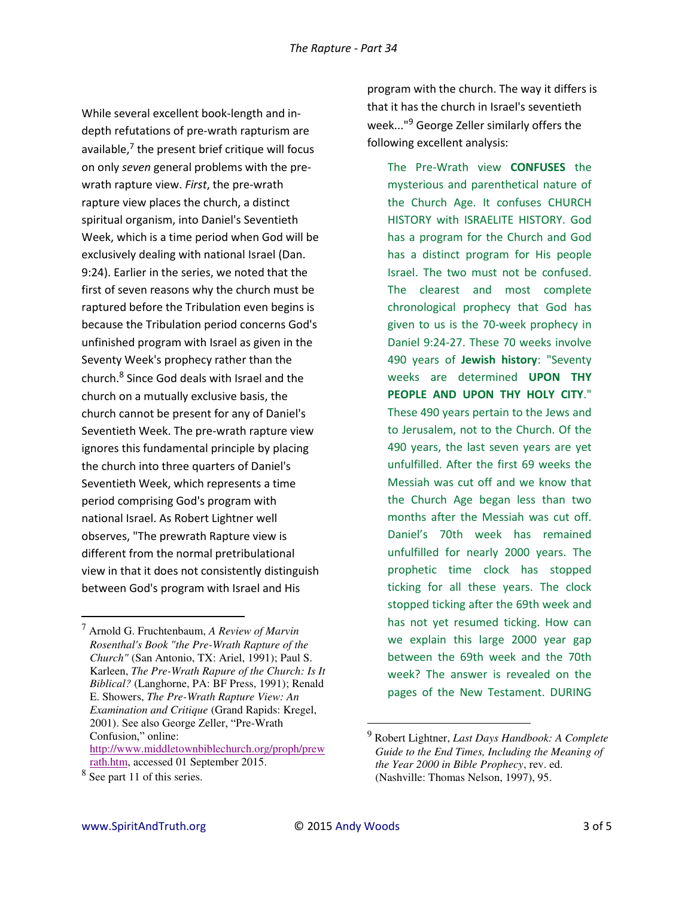While several excellent book-length and in-depth refutations of pre-wrath rapturism are available,[7] the present brief critique will focus on only *seven* general problems with the pre-wrath rapture view. *First*, the pre-wrath rapture view places the church, a distinct spiritual organism, into Daniel's Seventieth Week, which is a time period when God will be exclusively dealing with national Israel (Dan. 9:24). Earlier in the series, we noted that the first of seven reasons why the church must be raptured before the Tribulation even begins is because the Tribulation period concerns God's unfinished program with Israel as given in the Seventy Week's prophecy rather than the church.[8] Since God deals with Israel and the church on a mutually exclusive basis, the church cannot be present for any of Daniel's Seventieth Week. The pre-wrath rapture view ignores this fundamental principle by placing the church into three quarters of Daniel's Seventieth Week, which represents a time period comprising God's program with national Israel. As Robert Lightner well observes, "The prewrath Rapture view is different from the normal pretribulational view in that it does not consistently distinguish between God's program with Israel and His program with the church. The way it differs is that it has the church in Israel's seventieth week..."[9] George Zeller similarly offers the following excellent analysis:

> The Pre-Wrath view **CONFUSES** the mysterious and parenthetical nature of the Church Age. It confuses CHURCH HISTORY with ISRAELITE HISTORY. God has a program for the Church and God has a distinct program for His people Israel. The two must not be confused. The clearest and most complete chronological prophecy that God has given to us is the 70-week prophecy in Daniel 9:24-27. These 70 weeks involve 490 years of **Jewish history**: "Seventy weeks are determined **UPON THY PEOPLE AND UPON THY HOLY CITY**." These 490 years pertain to the Jews and to Jerusalem, not to the Church. Of the 490 years, the last seven years are yet unfulfilled. After the first 69 weeks the Messiah was cut off and we know that the Church Age began less than two months after the Messiah was cut off. Daniel's 70th week has remained unfulfilled for nearly 2000 years. The prophetic time clock has stopped ticking for all these years. The clock stopped ticking after the 69th week and has not yet resumed ticking. How can we explain this large 2000 year gap between the 69th week and the 70th week? The answer is revealed on the pages of the New Testament. DURING

---

[7] Arnold G. Fruchtenbaum, *A Review of Marvin Rosenthal's Book "the Pre-Wrath Rapture of the Church"* (San Antonio, TX: Ariel, 1991); Paul S. Karleen, *The Pre-Wrath Rapure of the Church: Is It Biblical?* (Langhorne, PA: BF Press, 1991); Ronald E. Showers, *The Pre-Wrath Rapture View: An Examination and Critique* (Grand Rapids: Kregel, 2001). See also George Zeller, "Pre-Wrath Confusion," online: http://www.middletownbiblechurch.org/proph/prewrath.htm, accessed 01 September 2015.

[8] See part 11 of this series.

[9] Robert Lightner, *Last Days Handbook: A Complete Guide to the End Times, Including the Meaning of the Year 2000 in Bible Prophecy*, rev. ed. (Nashville: Thomas Nelson, 1997), 95.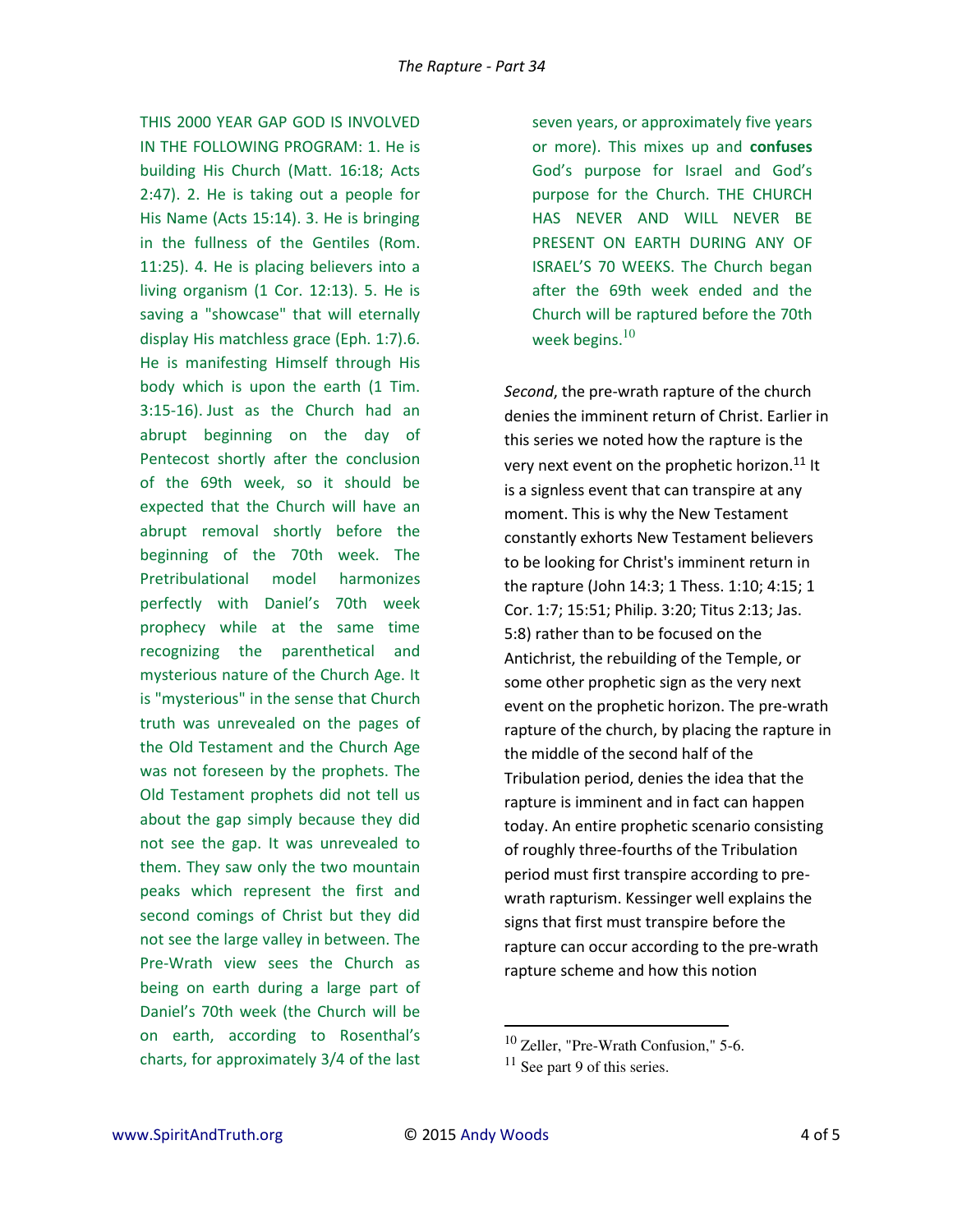THIS 2000 YEAR GAP GOD IS INVOLVED IN THE FOLLOWING PROGRAM: 1. He is building His Church (Matt. 16:18; Acts 2:47). 2. He is taking out a people for His Name (Acts 15:14). 3. He is bringing in the fullness of the Gentiles (Rom. 11:25). 4. He is placing believers into a living organism (1 Cor. 12:13). 5. He is saving a "showcase" that will eternally display His matchless grace (Eph. 1:7).6. He is manifesting Himself through His body which is upon the earth (1 Tim. 3:15-16). Just as the Church had an abrupt beginning on the day of Pentecost shortly after the conclusion of the 69th week, so it should be expected that the Church will have an abrupt removal shortly before the beginning of the 70th week. The Pretribulational model harmonizes perfectly with Daniel's 70th week prophecy while at the same time recognizing the parenthetical and mysterious nature of the Church Age. It is "mysterious" in the sense that Church truth was unrevealed on the pages of the Old Testament and the Church Age was not foreseen by the prophets. The Old Testament prophets did not tell us about the gap simply because they did not see the gap. It was unrevealed to them. They saw only the two mountain peaks which represent the first and second comings of Christ but they did not see the large valley in between. The Pre-Wrath view sees the Church as being on earth during a large part of Daniel's 70th week (the Church will be on earth, according to Rosenthal's charts, for approximately 3/4 of the last seven years, or approximately five years or more). This mixes up and **confuses** God's purpose for Israel and God's purpose for the Church. THE CHURCH HAS NEVER AND WILL NEVER BE PRESENT ON EARTH DURING ANY OF ISRAEL'S 70 WEEKS. The Church began after the 69th week ended and the Church will be raptured before the 70th week begins.[10]

*Second*, the pre-wrath rapture of the church denies the imminent return of Christ. Earlier in this series we noted how the rapture is the very next event on the prophetic horizon.[11] It is a signless event that can transpire at any moment. This is why the New Testament constantly exhorts New Testament believers to be looking for Christ's imminent return in the rapture (John 14:3; 1 Thess. 1:10; 4:15; 1 Cor. 1:7; 15:51; Philip. 3:20; Titus 2:13; Jas. 5:8) rather than to be focused on the Antichrist, the rebuilding of the Temple, or some other prophetic sign as the very next event on the prophetic horizon. The pre-wrath rapture of the church, by placing the rapture in the middle of the second half of the Tribulation period, denies the idea that the rapture is imminent and in fact can happen today. An entire prophetic scenario consisting of roughly three-fourths of the Tribulation period must first transpire according to pre-wrath rapturism. Kessinger well explains the signs that first must transpire before the rapture can occur according to the pre-wrath rapture scheme and how this notion

---

[10] Zeller, "Pre-Wrath Confusion," 5-6.

[11] See part 9 of this series.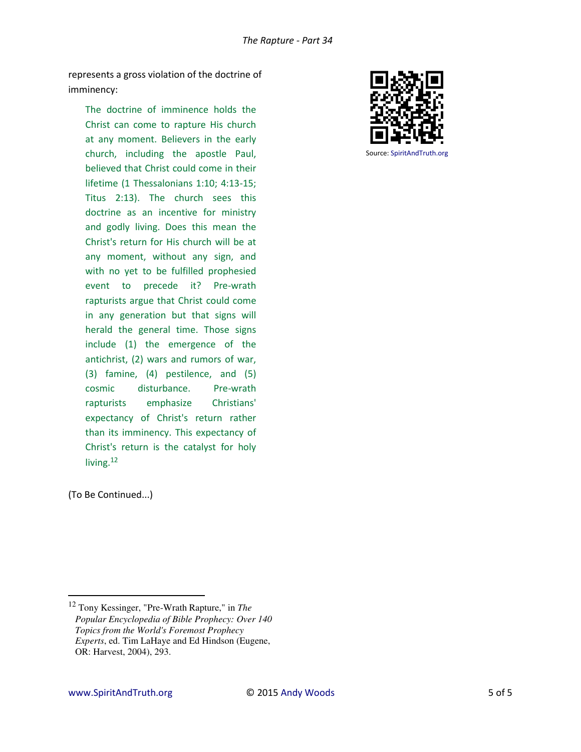represents a gross violation of the doctrine of imminency:

> The doctrine of imminence holds the Christ can come to rapture His church at any moment. Believers in the early church, including the apostle Paul, believed that Christ could come in their lifetime (1 Thessalonians 1:10; 4:13-15; Titus 2:13). The church sees this doctrine as an incentive for ministry and godly living. Does this mean the Christ's return for His church will be at any moment, without any sign, and with no yet to be fulfilled prophesied event to precede it? Pre-wrath rapturists argue that Christ could come in any generation but that signs will herald the general time. Those signs include (1) the emergence of the antichrist, (2) wars and rumors of war, (3) famine, (4) pestilence, and (5) cosmic disturbance. Pre-wrath rapturists emphasize Christians' expectancy of Christ's return rather than its imminency. This expectancy of Christ's return is the catalyst for holy living.[12]

Source: SpiritAndTruth.org

(To Be Continued...)

---

[12] Tony Kessinger, "Pre-Wrath Rapture," in *The Popular Encyclopedia of Bible Prophecy: Over 140 Topics from the World's Foremost Prophecy Experts*, ed. Tim LaHaye and Ed Hindson (Eugene, OR: Harvest, 2004), 293.